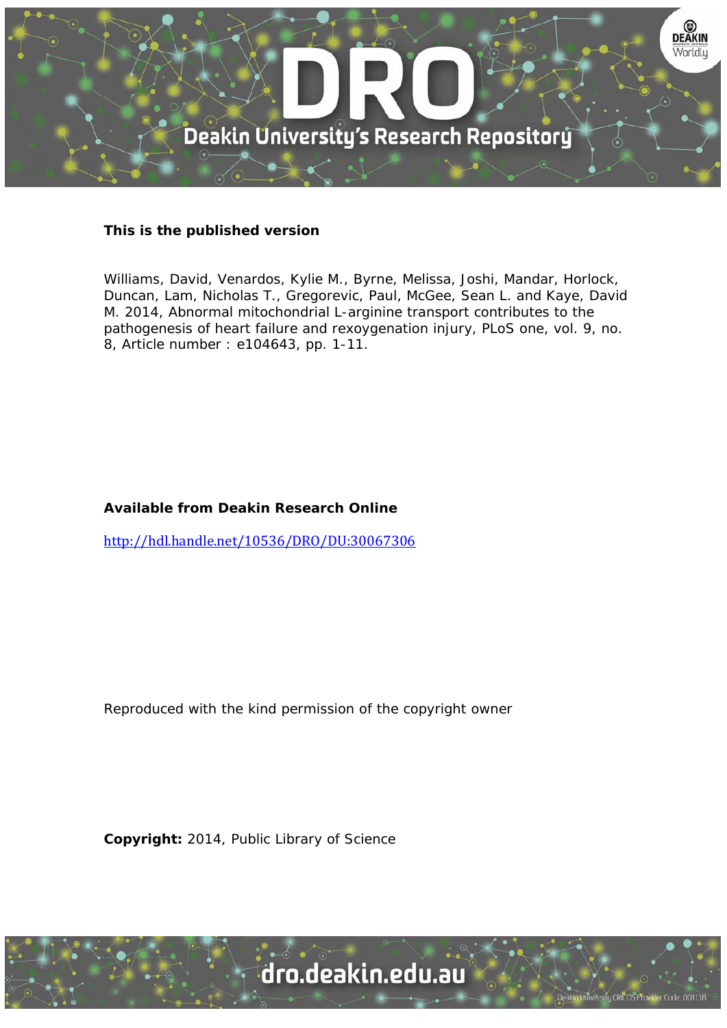**This is the published version**

Williams, David, Venardos, Kylie M., Byrne, Melissa, Joshi, Mandar, Horlock, Duncan, Lam, Nicholas T., Gregorevic, Paul, McGee, Sean L. and Kaye, David M. 2014, Abnormal mitochondrial L-arginine transport contributes to the pathogenesis of heart failure and rexoygenation injury, PLoS one, vol. 9, no. 8, Article number : e104643, pp. 1-11.

**Available from Deakin Research Online**

http://hdl.handle.net/10536/DRO/DU:30067306

Reproduced with the kind permission of the copyright owner

**Copyright:** 2014, Public Library of Science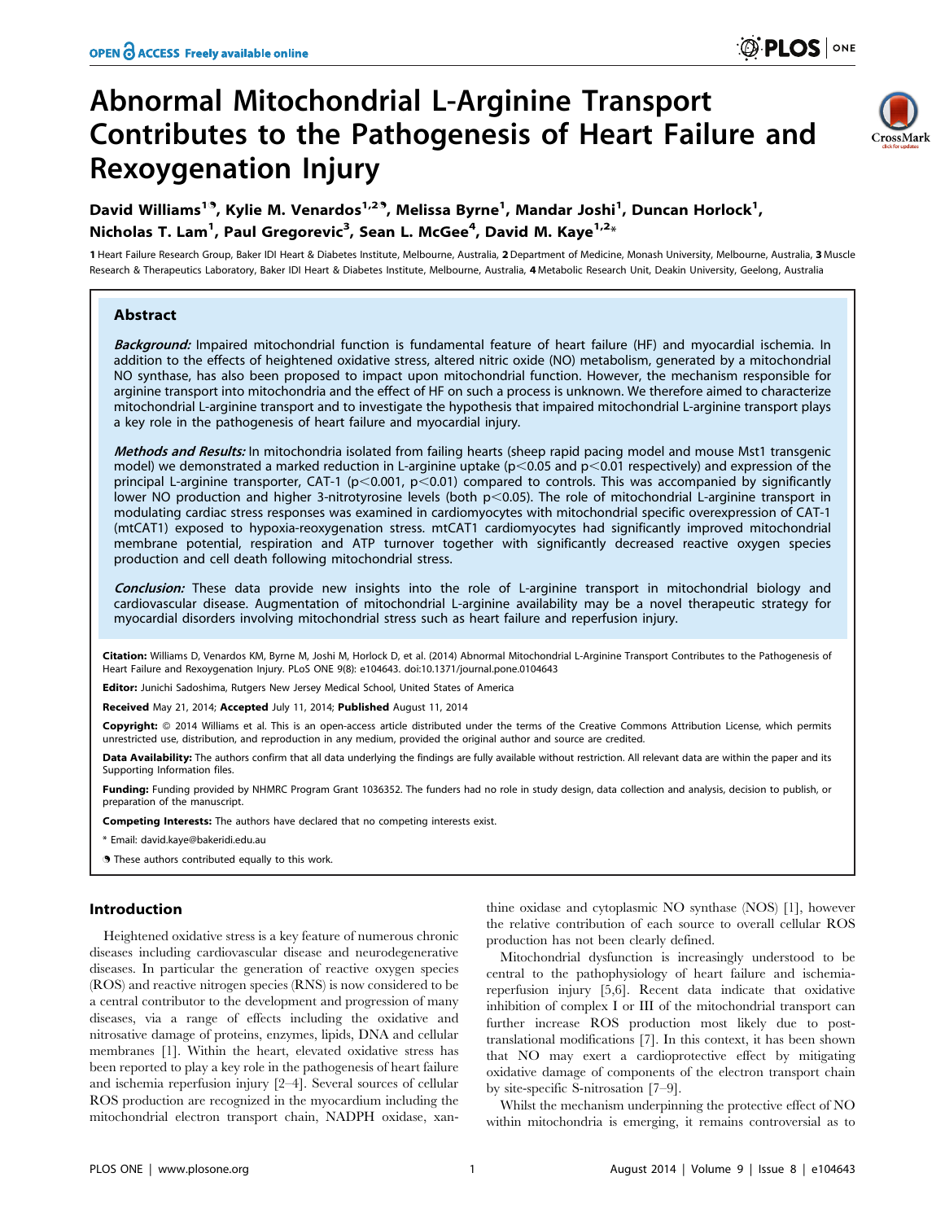# Abnormal Mitochondrial L-Arginine Transport Contributes to the Pathogenesis of Heart Failure and Rexoygenation Injury

**David Williams[1¶], Kylie M. Venardos[1,2¶], Melissa Byrne[1], Mandar Joshi[1], Duncan Horlock[1], Nicholas T. Lam[1], Paul Gregorevic[3], Sean L. McGee[4], David M. Kaye[1,2*]**

1 Heart Failure Research Group, Baker IDI Heart & Diabetes Institute, Melbourne, Australia, 2 Department of Medicine, Monash University, Melbourne, Australia, 3 Muscle Research & Therapeutics Laboratory, Baker IDI Heart & Diabetes Institute, Melbourne, Australia, 4 Metabolic Research Unit, Deakin University, Geelong, Australia

## Abstract

***Background:*** Impaired mitochondrial function is fundamental feature of heart failure (HF) and myocardial ischemia. In addition to the effects of heightened oxidative stress, altered nitric oxide (NO) metabolism, generated by a mitochondrial NO synthase, has also been proposed to impact upon mitochondrial function. However, the mechanism responsible for arginine transport into mitochondria and the effect of HF on such a process is unknown. We therefore aimed to characterize mitochondrial L-arginine transport and to investigate the hypothesis that impaired mitochondrial L-arginine transport plays a key role in the pathogenesis of heart failure and myocardial injury.

***Methods and Results:*** In mitochondria isolated from failing hearts (sheep rapid pacing model and mouse Mst1 transgenic model) we demonstrated a marked reduction in L-arginine uptake ($p<0.05$ and $p<0.01$ respectively) and expression of the principal L-arginine transporter, CAT-1 ($p<0.001$, $p<0.01$) compared to controls. This was accompanied by significantly lower NO production and higher 3-nitrotyrosine levels (both $p<0.05$). The role of mitochondrial L-arginine transport in modulating cardiac stress responses was examined in cardiomyocytes with mitochondrial specific overexpression of CAT-1 (mtCAT1) exposed to hypoxia-reoxygenation stress. mtCAT1 cardiomyocytes had significantly improved mitochondrial membrane potential, respiration and ATP turnover together with significantly decreased reactive oxygen species production and cell death following mitochondrial stress.

***Conclusion:*** These data provide new insights into the role of L-arginine transport in mitochondrial biology and cardiovascular disease. Augmentation of mitochondrial L-arginine availability may be a novel therapeutic strategy for myocardial disorders involving mitochondrial stress such as heart failure and reperfusion injury.

**Citation:** Williams D, Venardos KM, Byrne M, Joshi M, Horlock D, et al. (2014) Abnormal Mitochondrial L-Arginine Transport Contributes to the Pathogenesis of Heart Failure and Rexoygenation Injury. PLoS ONE 9(8): e104643. doi:10.1371/journal.pone.0104643

**Editor:** Junichi Sadoshima, Rutgers New Jersey Medical School, United States of America

**Received** May 21, 2014; **Accepted** July 11, 2014; **Published** August 11, 2014

**Copyright:** © 2014 Williams et al. This is an open-access article distributed under the terms of the Creative Commons Attribution License, which permits unrestricted use, distribution, and reproduction in any medium, provided the original author and source are credited.

**Data Availability:** The authors confirm that all data underlying the findings are fully available without restriction. All relevant data are within the paper and its Supporting Information files.

**Funding:** Funding provided by NHMRC Program Grant 1036352. The funders had no role in study design, data collection and analysis, decision to publish, or preparation of the manuscript.

**Competing Interests:** The authors have declared that no competing interests exist.

* Email: david.kaye@bakeridi.edu.au

¶ These authors contributed equally to this work.

## Introduction

Heightened oxidative stress is a key feature of numerous chronic diseases including cardiovascular disease and neurodegenerative diseases. In particular the generation of reactive oxygen species (ROS) and reactive nitrogen species (RNS) is now considered to be a central contributor to the development and progression of many diseases, via a range of effects including the oxidative and nitrosative damage of proteins, enzymes, lipids, DNA and cellular membranes [1]. Within the heart, elevated oxidative stress has been reported to play a key role in the pathogenesis of heart failure and ischemia reperfusion injury [2–4]. Several sources of cellular ROS production are recognized in the myocardium including the mitochondrial electron transport chain, NADPH oxidase, xanthine oxidase and cytoplasmic NO synthase (NOS) [1], however the relative contribution of each source to overall cellular ROS production has not been clearly defined.

Mitochondrial dysfunction is increasingly understood to be central to the pathophysiology of heart failure and ischemia-reperfusion injury [5,6]. Recent data indicate that oxidative inhibition of complex I or III of the mitochondrial transport can further increase ROS production most likely due to post-translational modifications [7]. In this context, it has been shown that NO may exert a cardioprotective effect by mitigating oxidative damage of components of the electron transport chain by site-specific S-nitrosation [7–9].

Whilst the mechanism underpinning the protective effect of NO within mitochondria is emerging, it remains controversial as to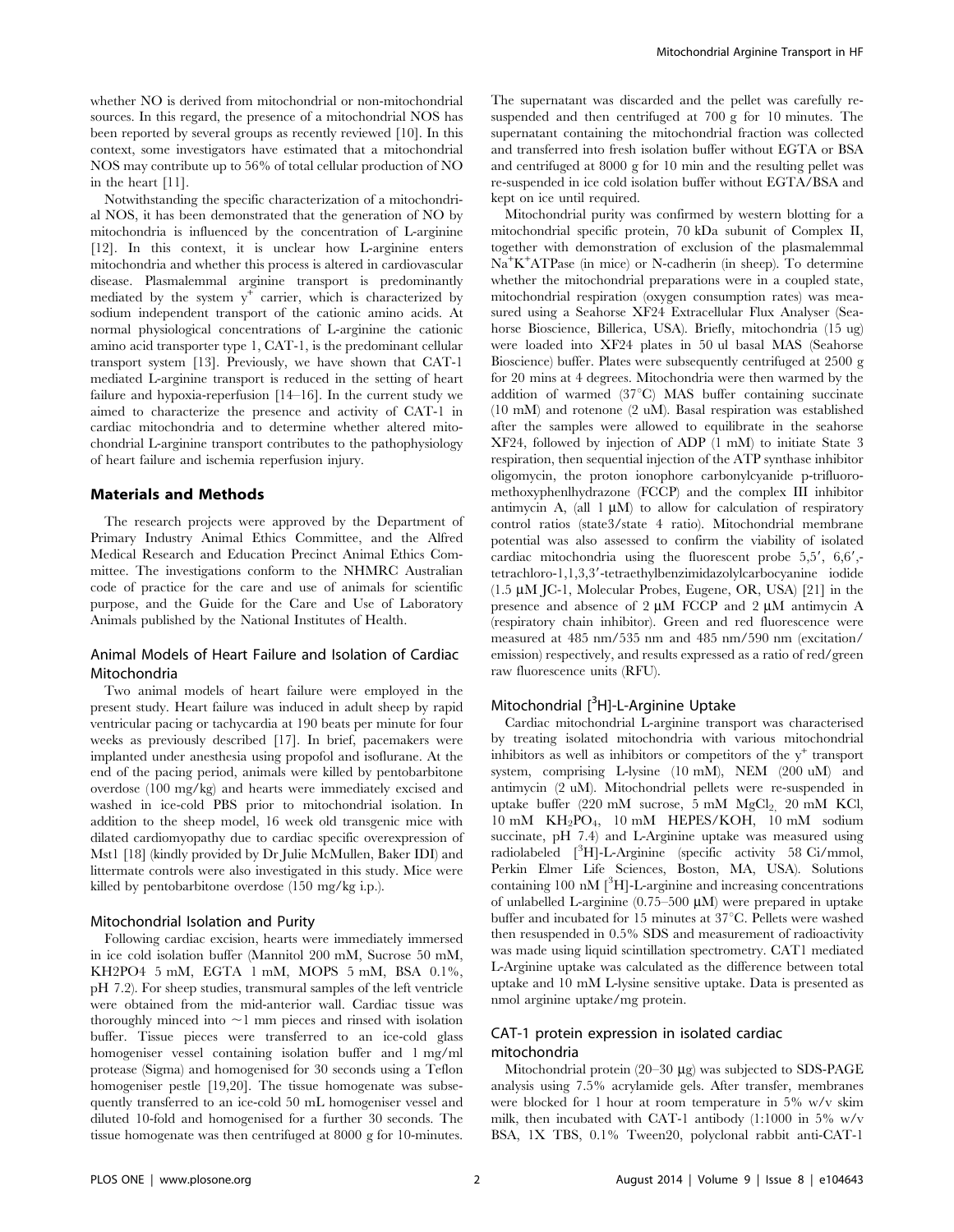whether NO is derived from mitochondrial or non-mitochondrial sources. In this regard, the presence of a mitochondrial NOS has been reported by several groups as recently reviewed [10]. In this context, some investigators have estimated that a mitochondrial NOS may contribute up to 56% of total cellular production of NO in the heart [11].

Notwithstanding the specific characterization of a mitochondrial NOS, it has been demonstrated that the generation of NO by mitochondria is influenced by the concentration of L-arginine [12]. In this context, it is unclear how L-arginine enters mitochondria and whether this process is altered in cardiovascular disease. Plasmalemmal arginine transport is predominantly mediated by the system $y^+$ carrier, which is characterized by sodium independent transport of the cationic amino acids. At normal physiological concentrations of L-arginine the cationic amino acid transporter type 1, CAT-1, is the predominant cellular transport system [13]. Previously, we have shown that CAT-1 mediated L-arginine transport is reduced in the setting of heart failure and hypoxia-reperfusion [14–16]. In the current study we aimed to characterize the presence and activity of CAT-1 in cardiac mitochondria and to determine whether altered mitochondrial L-arginine transport contributes to the pathophysiology of heart failure and ischemia reperfusion injury.

## Materials and Methods

The research projects were approved by the Department of Primary Industry Animal Ethics Committee, and the Alfred Medical Research and Education Precinct Animal Ethics Committee. The investigations conform to the NHMRC Australian code of practice for the care and use of animals for scientific purpose, and the Guide for the Care and Use of Laboratory Animals published by the National Institutes of Health.

### Animal Models of Heart Failure and Isolation of Cardiac Mitochondria

Two animal models of heart failure were employed in the present study. Heart failure was induced in adult sheep by rapid ventricular pacing or tachycardia at 190 beats per minute for four weeks as previously described [17]. In brief, pacemakers were implanted under anesthesia using propofol and isoflurane. At the end of the pacing period, animals were killed by pentobarbitone overdose (100 mg/kg) and hearts were immediately excised and washed in ice-cold PBS prior to mitochondrial isolation. In addition to the sheep model, 16 week old transgenic mice with dilated cardiomyopathy due to cardiac specific overexpression of Mst1 [18] (kindly provided by Dr Julie McMullen, Baker IDI) and littermate controls were also investigated in this study. Mice were killed by pentobarbitone overdose (150 mg/kg i.p.).

### Mitochondrial Isolation and Purity

Following cardiac excision, hearts were immediately immersed in ice cold isolation buffer (Mannitol 200 mM, Sucrose 50 mM, KH2PO4 5 mM, EGTA 1 mM, MOPS 5 mM, BSA 0.1%, pH 7.2). For sheep studies, transmural samples of the left ventricle were obtained from the mid-anterior wall. Cardiac tissue was thoroughly minced into ~1 mm pieces and rinsed with isolation buffer. Tissue pieces were transferred to an ice-cold glass homogeniser vessel containing isolation buffer and 1 mg/ml protease (Sigma) and homogenised for 30 seconds using a Teflon homogeniser pestle [19,20]. The tissue homogenate was subsequently transferred to an ice-cold 50 mL homogeniser vessel and diluted 10-fold and homogenised for a further 30 seconds. The tissue homogenate was then centrifuged at 8000 g for 10-minutes. The supernatant was discarded and the pellet was carefully re-suspended and then centrifuged at 700 g for 10 minutes. The supernatant containing the mitochondrial fraction was collected and transferred into fresh isolation buffer without EGTA or BSA and centrifuged at 8000 g for 10 min and the resulting pellet was re-suspended in ice cold isolation buffer without EGTA/BSA and kept on ice until required.

Mitochondrial purity was confirmed by western blotting for a mitochondrial specific protein, 70 kDa subunit of Complex II, together with demonstration of exclusion of the plasmalemmal $Na^+K^+$ATPase (in mice) or N-cadherin (in sheep). To determine whether the mitochondrial preparations were in a coupled state, mitochondrial respiration (oxygen consumption rates) was measured using a Seahorse XF24 Extracellular Flux Analyser (Seahorse Bioscience, Billerica, USA). Briefly, mitochondria (15 ug) were loaded into XF24 plates in 50 ul basal MAS (Seahorse Bioscience) buffer. Plates were subsequently centrifuged at 2500 g for 20 mins at 4 degrees. Mitochondria were then warmed by the addition of warmed (37°C) MAS buffer containing succinate (10 mM) and rotenone (2 uM). Basal respiration was established after the samples were allowed to equilibrate in the seahorse XF24, followed by injection of ADP (1 mM) to initiate State 3 respiration, then sequential injection of the ATP synthase inhibitor oligomycin, the proton ionophore carbonylcyanide p-trifluoromethoxyphenlhydrazone (FCCP) and the complex III inhibitor antimycin A, (all 1 μM) to allow for calculation of respiratory control ratios (state3/state 4 ratio). Mitochondrial membrane potential was also assessed to confirm the viability of isolated cardiac mitochondria using the fluorescent probe 5,5′, 6,6′,-tetrachloro-1,1,3,3′-tetraethylbenzimidazolylcarbocyanine iodide (1.5 μM JC-1, Molecular Probes, Eugene, OR, USA) [21] in the presence and absence of 2 μM FCCP and 2 μM antimycin A (respiratory chain inhibitor). Green and red fluorescence were measured at 485 nm/535 nm and 485 nm/590 nm (excitation/emission) respectively, and results expressed as a ratio of red/green raw fluorescence units (RFU).

### Mitochondrial [$^3$H]-L-Arginine Uptake

Cardiac mitochondrial L-arginine transport was characterised by treating isolated mitochondria with various mitochondrial inhibitors as well as inhibitors or competitors of the $y^+$ transport system, comprising L-lysine (10 mM), NEM (200 uM) and antimycin (2 uM). Mitochondrial pellets were re-suspended in uptake buffer (220 mM sucrose, 5 mM $MgCl_2$, 20 mM KCl, 10 mM $KH_2PO_4$, 10 mM HEPES/KOH, 10 mM sodium succinate, pH 7.4) and L-Arginine uptake was measured using radiolabeled [$^3$H]-L-Arginine (specific activity 58 Ci/mmol, Perkin Elmer Life Sciences, Boston, MA, USA). Solutions containing 100 nM [$^3$H]-L-arginine and increasing concentrations of unlabelled L-arginine (0.75–500 μM) were prepared in uptake buffer and incubated for 15 minutes at 37°C. Pellets were washed then resuspended in 0.5% SDS and measurement of radioactivity was made using liquid scintillation spectrometry. CAT1 mediated L-Arginine uptake was calculated as the difference between total uptake and 10 mM L-lysine sensitive uptake. Data is presented as nmol arginine uptake/mg protein.

### CAT-1 protein expression in isolated cardiac mitochondria

Mitochondrial protein (20–30 μg) was subjected to SDS-PAGE analysis using 7.5% acrylamide gels. After transfer, membranes were blocked for 1 hour at room temperature in 5% w/v skim milk, then incubated with CAT-1 antibody (1:1000 in 5% w/v BSA, 1X TBS, 0.1% Tween20, polyclonal rabbit anti-CAT-1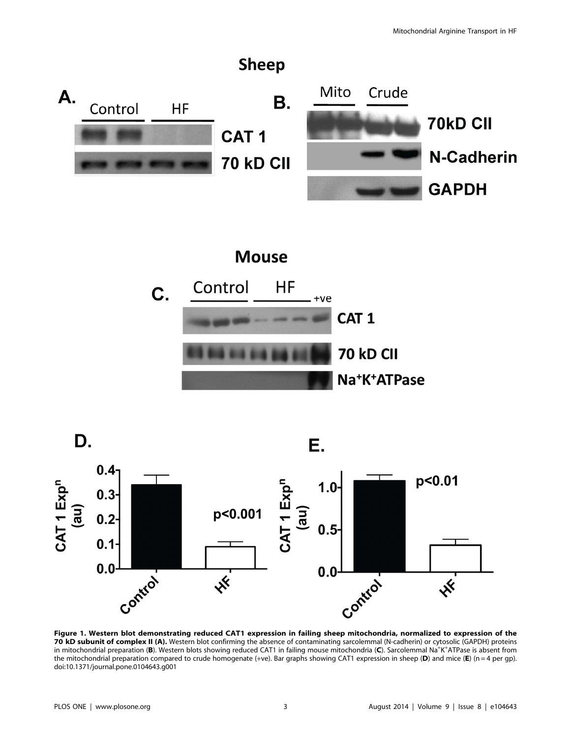**Figure 1. Western blot demonstrating reduced CAT1 expression in failing sheep mitochondria, normalized to expression of the 70 kD subunit of complex II (A).** Western blot confirming the absence of contaminating sarcolemmal (N-cadherin) or cytosolic (GAPDH) proteins in mitochondrial preparation (**B**). Western blots showing reduced CAT1 in failing mouse mitochondria (**C**). Sarcolemmal $Na^{+}K^{+}$ATPase is absent from the mitochondrial preparation compared to crude homogenate (+ve). Bar graphs showing CAT1 expression in sheep (**D**) and mice (**E**) (n = 4 per gp).
doi:10.1371/journal.pone.0104643.g001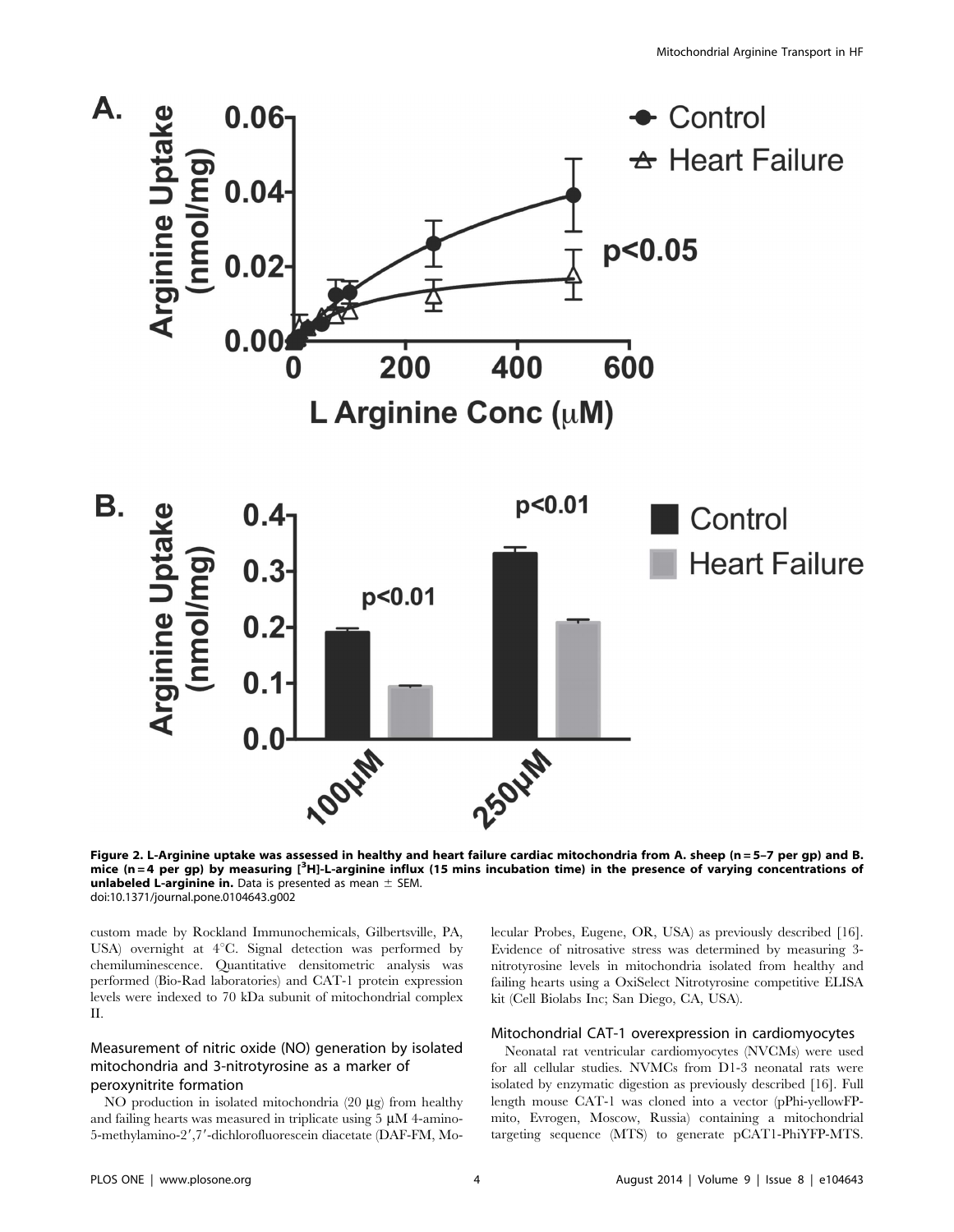**Figure 2. L-Arginine uptake was assessed in healthy and heart failure cardiac mitochondria from A. sheep (n = 5–7 per gp) and B. mice (n = 4 per gp) by measuring [$^{3}$H]-L-arginine influx (15 mins incubation time) in the presence of varying concentrations of unlabeled L-arginine in.** Data is presented as mean ± SEM.
doi:10.1371/journal.pone.0104643.g002

custom made by Rockland Immunochemicals, Gilbertsville, PA, USA) overnight at 4°C. Signal detection was performed by chemiluminescence. Quantitative densitometric analysis was performed (Bio-Rad laboratories) and CAT-1 protein expression levels were indexed to 70 kDa subunit of mitochondrial complex II.

### Measurement of nitric oxide (NO) generation by isolated mitochondria and 3-nitrotyrosine as a marker of peroxynitrite formation

NO production in isolated mitochondria (20 μg) from healthy and failing hearts was measured in triplicate using 5 μM 4-amino-5-methylamino-2′,7′-dichlorofluorescein diacetate (DAF-FM, Molecular Probes, Eugene, OR, USA) as previously described [16]. Evidence of nitrosative stress was determined by measuring 3-nitrotyrosine levels in mitochondria isolated from healthy and failing hearts using a OxiSelect Nitrotyrosine competitive ELISA kit (Cell Biolabs Inc; San Diego, CA, USA).

### Mitochondrial CAT-1 overexpression in cardiomyocytes

Neonatal rat ventricular cardiomyocytes (NVCMs) were used for all cellular studies. NVMCs from D1-3 neonatal rats were isolated by enzymatic digestion as previously described [16]. Full length mouse CAT-1 was cloned into a vector (pPhi-yellowFP-mito, Evrogen, Moscow, Russia) containing a mitochondrial targeting sequence (MTS) to generate pCAT1-PhiYFP-MTS.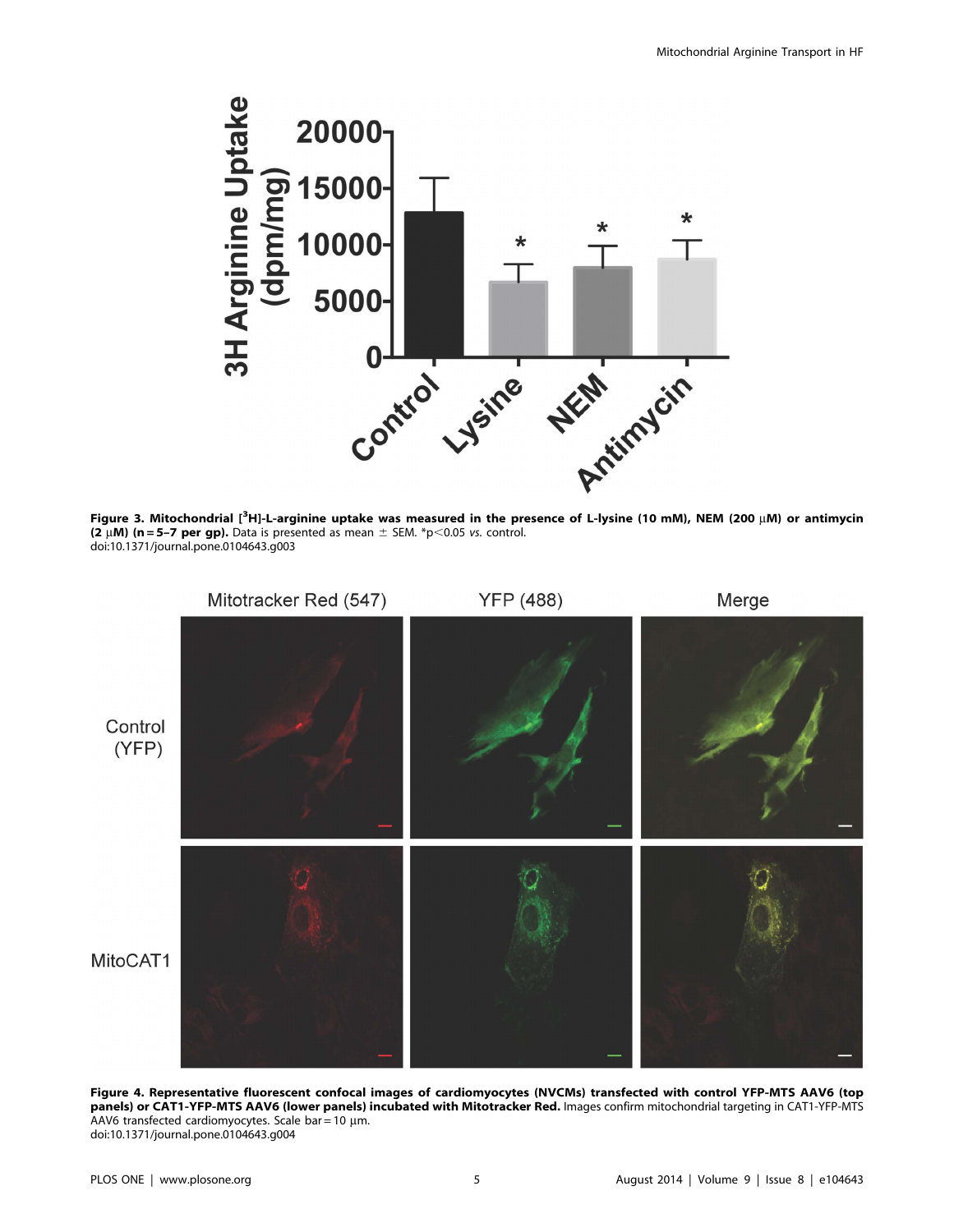**Figure 3. Mitochondrial [$^{3}$H]-L-arginine uptake was measured in the presence of L-lysine (10 mM), NEM (200 μM) or antimycin (2 μM) (n = 5–7 per gp).** Data is presented as mean ± SEM. *p<0.05 *vs.* control.
doi:10.1371/journal.pone.0104643.g003

**Figure 4. Representative fluorescent confocal images of cardiomyocytes (NVCMs) transfected with control YFP-MTS AAV6 (top panels) or CAT1-YFP-MTS AAV6 (lower panels) incubated with Mitotracker Red.** Images confirm mitochondrial targeting in CAT1-YFP-MTS AAV6 transfected cardiomyocytes. Scale bar = 10 μm.
doi:10.1371/journal.pone.0104643.g004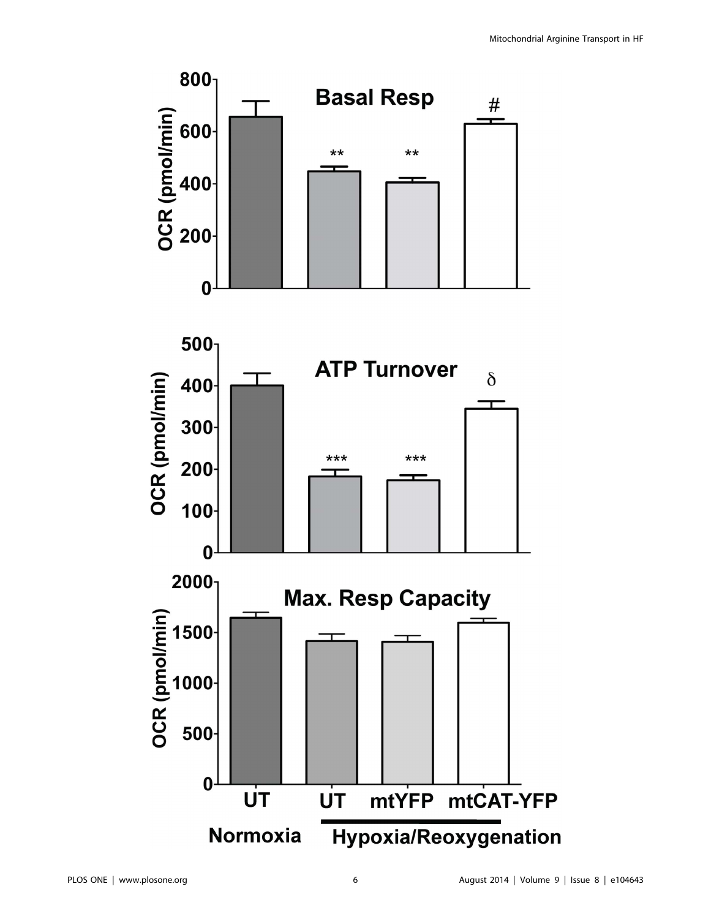**Basal Resp**

OCR (pmol/min)

UT (Normoxia), UT, mtYFP, mtCAT-YFP (Hypoxia/Reoxygenation)

**ATP Turnover**

OCR (pmol/min)

UT (Normoxia), UT, mtYFP, mtCAT-YFP (Hypoxia/Reoxygenation)

**Max. Resp Capacity**

OCR (pmol/min)

UT, UT, mtYFP, mtCAT-YFP

Normoxia — Hypoxia/Reoxygenation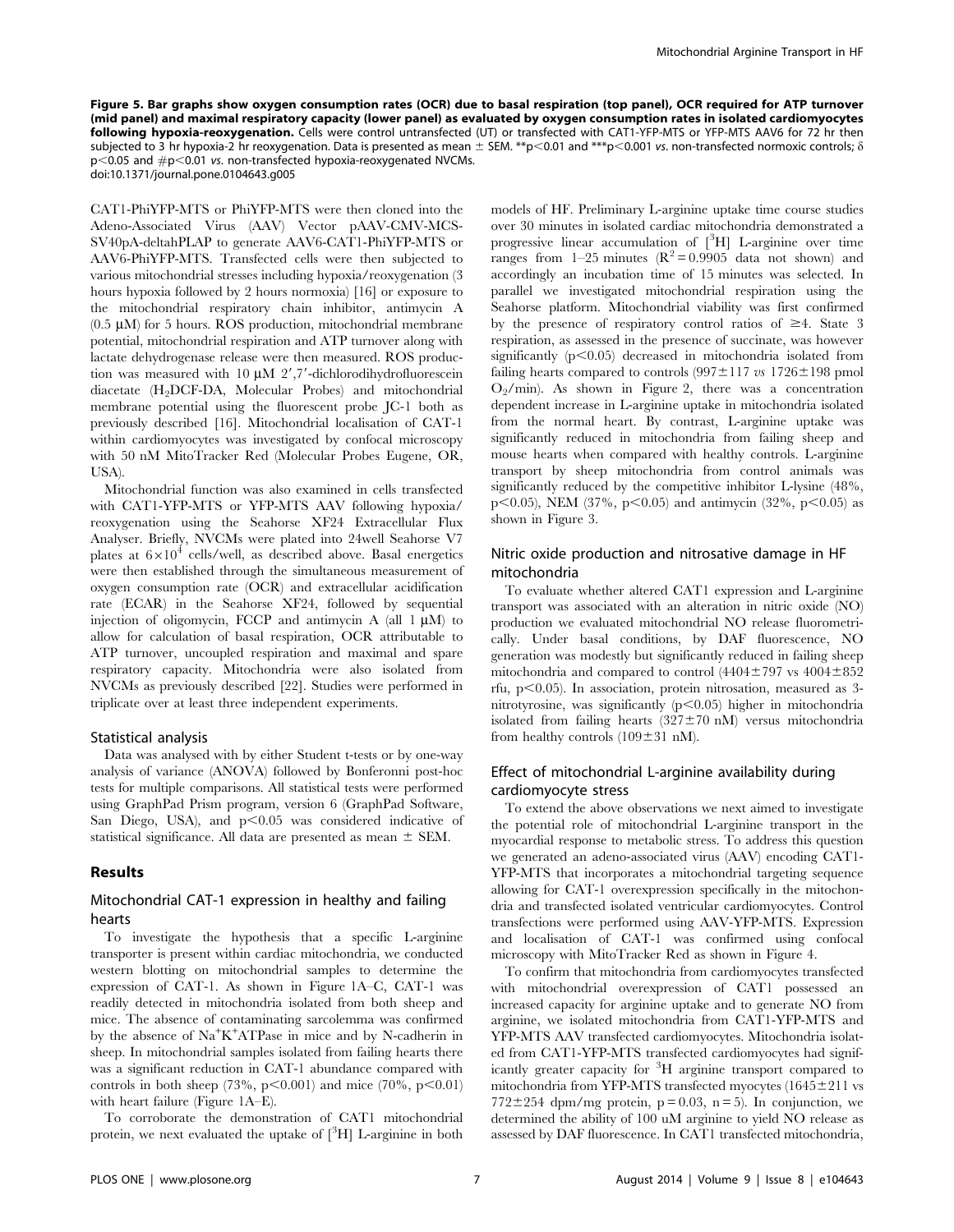**Figure 5. Bar graphs show oxygen consumption rates (OCR) due to basal respiration (top panel), OCR required for ATP turnover (mid panel) and maximal respiratory capacity (lower panel) as evaluated by oxygen consumption rates in isolated cardiomyocytes following hypoxia-reoxygenation.** Cells were control untransfected (UT) or transfected with CAT1-YFP-MTS or YFP-MTS AAV6 for 72 hr then subjected to 3 hr hypoxia-2 hr reoxygenation. Data is presented as mean ± SEM. **$p<0.01$ and ***$p<0.001$ *vs*. non-transfected normoxic controls; δ $p<0.05$ and #$p<0.01$ *vs*. non-transfected hypoxia-reoxygenated NVCMs.
doi:10.1371/journal.pone.0104643.g005

CAT1-PhiYFP-MTS or PhiYFP-MTS were then cloned into the Adeno-Associated Virus (AAV) Vector pAAV-CMV-MCS-SV40pA-deltahPLAP to generate AAV6-CAT1-PhiYFP-MTS or AAV6-PhiYFP-MTS. Transfected cells were then subjected to various mitochondrial stresses including hypoxia/reoxygenation (3 hours hypoxia followed by 2 hours normoxia) [16] or exposure to the mitochondrial respiratory chain inhibitor, antimycin A (0.5 μM) for 5 hours. ROS production, mitochondrial membrane potential, mitochondrial respiration and ATP turnover along with lactate dehydrogenase release were then measured. ROS production was measured with 10 μM 2′,7′-dichlorodihydrofluorescein diacetate ($H_2$DCF-DA, Molecular Probes) and mitochondrial membrane potential using the fluorescent probe JC-1 both as previously described [16]. Mitochondrial localisation of CAT-1 within cardiomyocytes was investigated by confocal microscopy with 50 nM MitoTracker Red (Molecular Probes Eugene, OR, USA).

Mitochondrial function was also examined in cells transfected with CAT1-YFP-MTS or YFP-MTS AAV following hypoxia/reoxygenation using the Seahorse XF24 Extracellular Flux Analyser. Briefly, NVCMs were plated into 24well Seahorse V7 plates at $6\times10^4$ cells/well, as described above. Basal energetics were then established through the simultaneous measurement of oxygen consumption rate (OCR) and extracellular acidification rate (ECAR) in the Seahorse XF24, followed by sequential injection of oligomycin, FCCP and antimycin A (all 1 μM) to allow for calculation of basal respiration, OCR attributable to ATP turnover, uncoupled respiration and maximal and spare respiratory capacity. Mitochondria were also isolated from NVCMs as previously described [22]. Studies were performed in triplicate over at least three independent experiments.

### Statistical analysis

Data was analysed with by either Student t-tests or by one-way analysis of variance (ANOVA) followed by Bonferonni post-hoc tests for multiple comparisons. All statistical tests were performed using GraphPad Prism program, version 6 (GraphPad Software, San Diego, USA), and $p<0.05$ was considered indicative of statistical significance. All data are presented as mean ± SEM.

## Results

### Mitochondrial CAT-1 expression in healthy and failing hearts

To investigate the hypothesis that a specific L-arginine transporter is present within cardiac mitochondria, we conducted western blotting on mitochondrial samples to determine the expression of CAT-1. As shown in Figure 1A–C, CAT-1 was readily detected in mitochondria isolated from both sheep and mice. The absence of contaminating sarcolemma was confirmed by the absence of $Na^+K^+$ATPase in mice and by N-cadherin in sheep. In mitochondrial samples isolated from failing hearts there was a significant reduction in CAT-1 abundance compared with controls in both sheep (73%, $p<0.001$) and mice (70%, $p<0.01$) with heart failure (Figure 1A–E).

To corroborate the demonstration of CAT1 mitochondrial protein, we next evaluated the uptake of [$^3$H] L-arginine in both models of HF. Preliminary L-arginine uptake time course studies over 30 minutes in isolated cardiac mitochondria demonstrated a progressive linear accumulation of [$^3$H] L-arginine over time ranges from 1–25 minutes ($R^2=0.9905$ data not shown) and accordingly an incubation time of 15 minutes was selected. In parallel we investigated mitochondrial respiration using the Seahorse platform. Mitochondrial viability was first confirmed by the presence of respiratory control ratios of ≥4. State 3 respiration, as assessed in the presence of succinate, was however significantly ($p<0.05$) decreased in mitochondria isolated from failing hearts compared to controls (997±117 *vs* 1726±198 pmol $O_2$/min). As shown in Figure 2, there was a concentration dependent increase in L-arginine uptake in mitochondria isolated from the normal heart. By contrast, L-arginine uptake was significantly reduced in mitochondria from failing sheep and mouse hearts when compared with healthy controls. L-arginine transport by sheep mitochondria from control animals was significantly reduced by the competitive inhibitor L-lysine (48%, $p<0.05$), NEM (37%, $p<0.05$) and antimycin (32%, $p<0.05$) as shown in Figure 3.

### Nitric oxide production and nitrosative damage in HF mitochondria

To evaluate whether altered CAT1 expression and L-arginine transport was associated with an alteration in nitric oxide (NO) production we evaluated mitochondrial NO release fluorometrically. Under basal conditions, by DAF fluorescence, NO generation was modestly but significantly reduced in failing sheep mitochondria and compared to control (4404±797 vs 4004±852 rfu, $p<0.05$). In association, protein nitrosation, measured as 3-nitrotyrosine, was significantly ($p<0.05$) higher in mitochondria isolated from failing hearts (327±70 nM) versus mitochondria from healthy controls (109±31 nM).

### Effect of mitochondrial L-arginine availability during cardiomyocyte stress

To extend the above observations we next aimed to investigate the potential role of mitochondrial L-arginine transport in the myocardial response to metabolic stress. To address this question we generated an adeno-associated virus (AAV) encoding CAT1-YFP-MTS that incorporates a mitochondrial targeting sequence allowing for CAT-1 overexpression specifically in the mitochondria and transfected isolated ventricular cardiomyocytes. Control transfections were performed using AAV-YFP-MTS. Expression and localisation of CAT-1 was confirmed using confocal microscopy with MitoTracker Red as shown in Figure 4.

To confirm that mitochondria from cardiomyocytes transfected with mitochondrial overexpression of CAT1 possessed an increased capacity for arginine uptake and to generate NO from arginine, we isolated mitochondria from CAT1-YFP-MTS and YFP-MTS AAV transfected cardiomyocytes. Mitochondria isolated from CAT1-YFP-MTS transfected cardiomyocytes had significantly greater capacity for $^3$H arginine transport compared to mitochondria from YFP-MTS transfected myocytes (1645±211 vs 772±254 dpm/mg protein, $p=0.03$, $n=5$). In conjunction, we determined the ability of 100 uM arginine to yield NO release as assessed by DAF fluorescence. In CAT1 transfected mitochondria,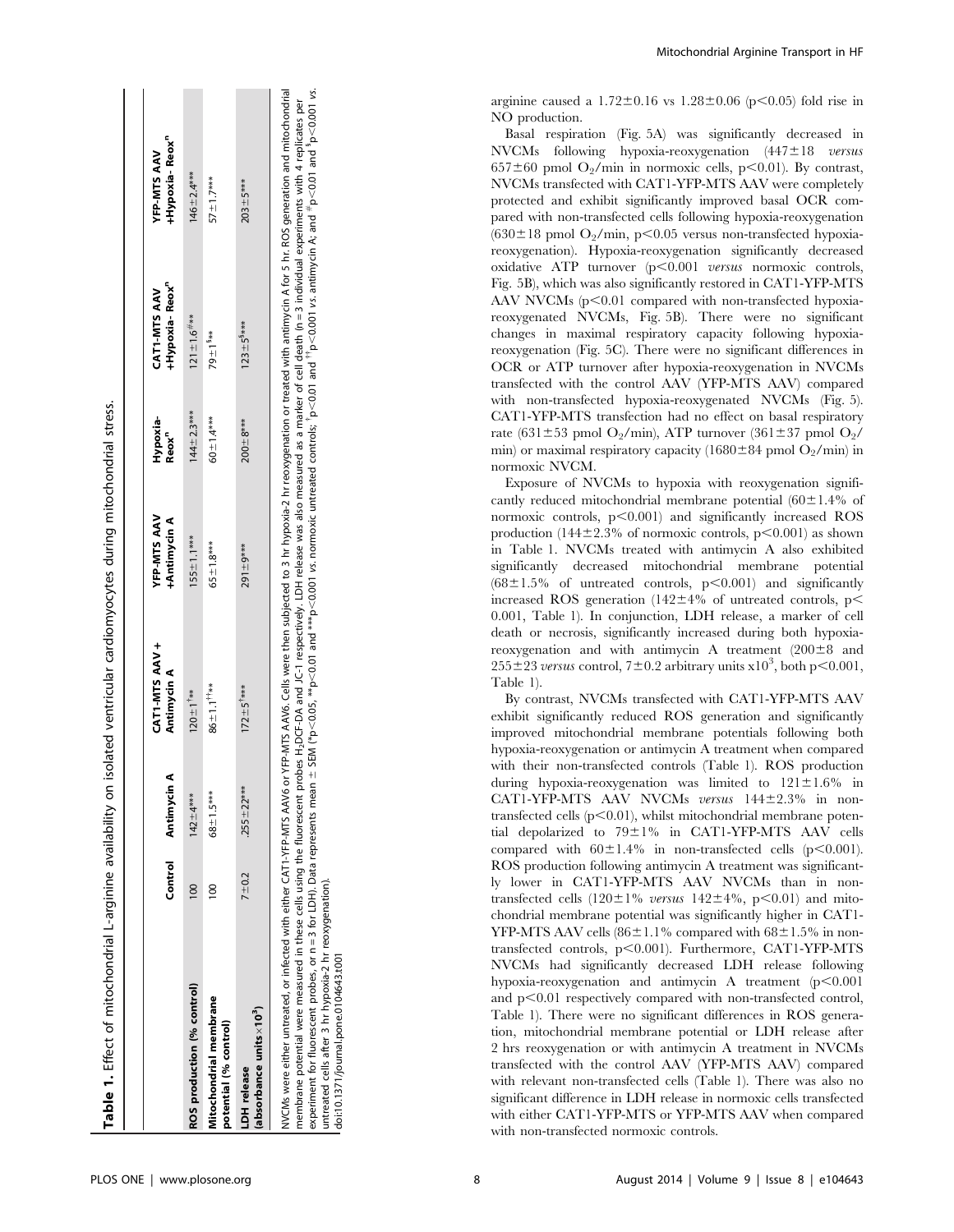**Table 1.** Effect of mitochondrial L-arginine availability on isolated ventricular cardiomyocytes during mitochondrial stress.

| | Control | Antimycin A | CAT1-MTS AAV + Antimycin A | YFP-MTS AAV +Antimycin A | Hypoxia-Reox[n] | CAT1-MTS AAV +Hypoxia- Reox[n] | YFP-MTS AAV +Hypoxia- Reox[n] |
|---|---|---|---|---|---|---|---|
| ROS production (% control) | 100 | 142±4*** | 120±1[†]** | 155±1.1*** | 144±2.3*** | 121±1.6[#]*** | 146±2.4*** |
| Mitochondrial membrane potential (% control) | 100 | 68±1.5*** | 86±1.1[††]** | 65±1.8*** | 60±1.4*** | 79±1[$]** | 57±1.7*** |
| LDH release (absorbance units×10[3]) | 7±0.2 | 255±22*** | 172±5[†]*** | 291±9*** | 200±8*** | 123±5[$]*** | 203±5*** |

NVCMs were either untreated, or infected with either CAT1-YFP-MTS AAV6 or YFP-MTS AAV6. Cells were then subjected to 3 hr hypoxia-2 hr reoxygenation or treated with antimycin A for 5 hr. ROS generation and mitochondrial membrane potential were measured in these cells using the fluorescent probes $H_2$DCF-DA and JC-1 respectively. LDH release was also measured as a marker of cell death (n = 3 individual experiments with 4 replicates per experiment for fluorescent probes, or n = 3 for LDH). Data represents mean ± SEM (*p<0.05, **p<0.01 and ***p<0.001 vs. normoxic untreated controls; [†]p<0.01 and [††]p<0.001 vs. antimycin A; and [#]p<0.01 and [$]p<0.001 vs. untreated cells after 3 hr hypoxia-2 hr reoxygenation).

doi:10.1371/journal.pone.0104643.t001

arginine caused a 1.72±0.16 vs 1.28±0.06 ($p<0.05$) fold rise in NO production.

Basal respiration (Fig. 5A) was significantly decreased in NVCMs following hypoxia-reoxygenation (447±18 *versus* 657±60 pmol $O_2$/min in normoxic cells, $p<0.01$). By contrast, NVCMs transfected with CAT1-YFP-MTS AAV were completely protected and exhibit significantly improved basal OCR compared with non-transfected cells following hypoxia-reoxygenation (630±18 pmol $O_2$/min, $p<0.05$ versus non-transfected hypoxia-reoxygenation). Hypoxia-reoxygenation significantly decreased oxidative ATP turnover ($p<0.001$ *versus* normoxic controls, Fig. 5B), which was also significantly restored in CAT1-YFP-MTS AAV NVCMs ($p<0.01$ compared with non-transfected hypoxia-reoxygenated NVCMs, Fig. 5B). There were no significant changes in maximal respiratory capacity following hypoxia-reoxygenation (Fig. 5C). There were no significant differences in OCR or ATP turnover after hypoxia-reoxygenation in NVCMs transfected with the control AAV (YFP-MTS AAV) compared with non-transfected hypoxia-reoxygenated NVCMs (Fig. 5). CAT1-YFP-MTS transfection had no effect on basal respiratory rate (631±53 pmol $O_2$/min), ATP turnover (361±37 pmol $O_2$/min) or maximal respiratory capacity (1680±84 pmol $O_2$/min) in normoxic NVCM.

Exposure of NVCMs to hypoxia with reoxygenation significantly reduced mitochondrial membrane potential (60±1.4% of normoxic controls, $p<0.001$) and significantly increased ROS production (144±2.3% of normoxic controls, $p<0.001$) as shown in Table 1. NVCMs treated with antimycin A also exhibited significantly decreased mitochondrial membrane potential (68±1.5% of untreated controls, $p<0.001$) and significantly increased ROS generation (142±4% of untreated controls, $p<0.001$, Table 1). In conjunction, LDH release, a marker of cell death or necrosis, significantly increased during both hypoxia-reoxygenation and with antimycin A treatment (200±8 and 255±23 *versus* control, 7±0.2 arbitrary units $x10^3$, both $p<0.001$, Table 1).

By contrast, NVCMs transfected with CAT1-YFP-MTS AAV exhibit significantly reduced ROS generation and significantly improved mitochondrial membrane potentials following both hypoxia-reoxygenation or antimycin A treatment when compared with their non-transfected controls (Table 1). ROS production during hypoxia-reoxygenation was limited to 121±1.6% in CAT1-YFP-MTS AAV NVCMs *versus* 144±2.3% in non-transfected cells ($p<0.01$), whilst mitochondrial membrane potential depolarized to 79±1% in CAT1-YFP-MTS AAV cells compared with 60±1.4% in non-transfected cells ($p<0.001$). ROS production following antimycin A treatment was significantly lower in CAT1-YFP-MTS AAV NVCMs than in non-transfected cells (120±1% *versus* 142±4%, $p<0.01$) and mitochondrial membrane potential was significantly higher in CAT1-YFP-MTS AAV cells (86±1.1% compared with 68±1.5% in non-transfected controls, $p<0.001$). Furthermore, CAT1-YFP-MTS NVCMs had significantly decreased LDH release following hypoxia-reoxygenation and antimycin A treatment ($p<0.001$ and $p<0.01$ respectively compared with non-transfected control, Table 1). There were no significant differences in ROS generation, mitochondrial membrane potential or LDH release after 2 hrs reoxygenation or with antimycin A treatment in NVCMs transfected with the control AAV (YFP-MTS AAV) compared with relevant non-transfected cells (Table 1). There was also no significant difference in LDH release in normoxic cells transfected with either CAT1-YFP-MTS or YFP-MTS AAV when compared with non-transfected normoxic controls.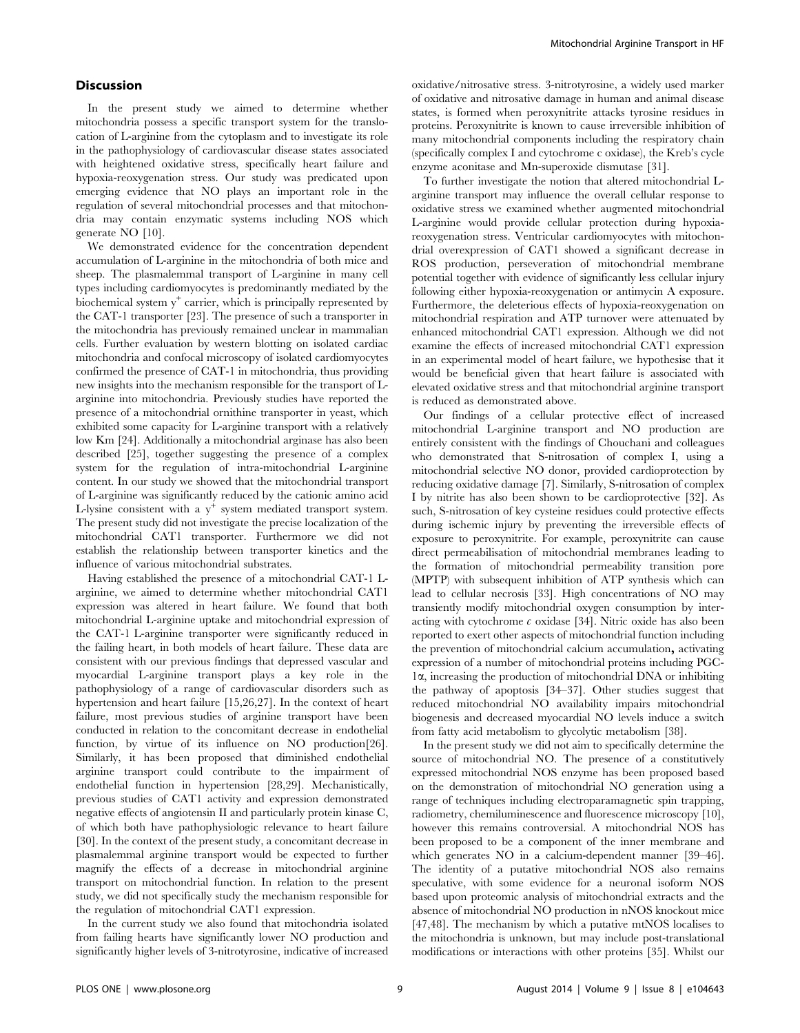## Discussion

In the present study we aimed to determine whether mitochondria possess a specific transport system for the translocation of L-arginine from the cytoplasm and to investigate its role in the pathophysiology of cardiovascular disease states associated with heightened oxidative stress, specifically heart failure and hypoxia-reoxygenation stress. Our study was predicated upon emerging evidence that NO plays an important role in the regulation of several mitochondrial processes and that mitochondria may contain enzymatic systems including NOS which generate NO [10].

We demonstrated evidence for the concentration dependent accumulation of L-arginine in the mitochondria of both mice and sheep. The plasmalemmal transport of L-arginine in many cell types including cardiomyocytes is predominantly mediated by the biochemical system $y^+$ carrier, which is principally represented by the CAT-1 transporter [23]. The presence of such a transporter in the mitochondria has previously remained unclear in mammalian cells. Further evaluation by western blotting on isolated cardiac mitochondria and confocal microscopy of isolated cardiomyocytes confirmed the presence of CAT-1 in mitochondria, thus providing new insights into the mechanism responsible for the transport of L-arginine into mitochondria. Previously studies have reported the presence of a mitochondrial ornithine transporter in yeast, which exhibited some capacity for L-arginine transport with a relatively low Km [24]. Additionally a mitochondrial arginase has also been described [25], together suggesting the presence of a complex system for the regulation of intra-mitochondrial L-arginine content. In our study we showed that the mitochondrial transport of L-arginine was significantly reduced by the cationic amino acid L-lysine consistent with a $y^+$ system mediated transport system. The present study did not investigate the precise localization of the mitochondrial CAT1 transporter. Furthermore we did not establish the relationship between transporter kinetics and the influence of various mitochondrial substrates.

Having established the presence of a mitochondrial CAT-1 L-arginine, we aimed to determine whether mitochondrial CAT1 expression was altered in heart failure. We found that both mitochondrial L-arginine uptake and mitochondrial expression of the CAT-1 L-arginine transporter were significantly reduced in the failing heart, in both models of heart failure. These data are consistent with our previous findings that depressed vascular and myocardial L-arginine transport plays a key role in the pathophysiology of a range of cardiovascular disorders such as hypertension and heart failure [15,26,27]. In the context of heart failure, most previous studies of arginine transport have been conducted in relation to the concomitant decrease in endothelial function, by virtue of its influence on NO production[26]. Similarly, it has been proposed that diminished endothelial arginine transport could contribute to the impairment of endothelial function in hypertension [28,29]. Mechanistically, previous studies of CAT1 activity and expression demonstrated negative effects of angiotensin II and particularly protein kinase C, of which both have pathophysiologic relevance to heart failure [30]. In the context of the present study, a concomitant decrease in plasmalemmal arginine transport would be expected to further magnify the effects of a decrease in mitochondrial arginine transport on mitochondrial function. In relation to the present study, we did not specifically study the mechanism responsible for the regulation of mitochondrial CAT1 expression.

In the current study we also found that mitochondria isolated from failing hearts have significantly lower NO production and significantly higher levels of 3-nitrotyrosine, indicative of increased oxidative/nitrosative stress. 3-nitrotyrosine, a widely used marker of oxidative and nitrosative damage in human and animal disease states, is formed when peroxynitrite attacks tyrosine residues in proteins. Peroxynitrite is known to cause irreversible inhibition of many mitochondrial components including the respiratory chain (specifically complex I and cytochrome c oxidase), the Kreb's cycle enzyme aconitase and Mn-superoxide dismutase [31].

To further investigate the notion that altered mitochondrial L-arginine transport may influence the overall cellular response to oxidative stress we examined whether augmented mitochondrial L-arginine would provide cellular protection during hypoxia-reoxygenation stress. Ventricular cardiomyocytes with mitochondrial overexpression of CAT1 showed a significant decrease in ROS production, perseveration of mitochondrial membrane potential together with evidence of significantly less cellular injury following either hypoxia-reoxygenation or antimycin A exposure. Furthermore, the deleterious effects of hypoxia-reoxygenation on mitochondrial respiration and ATP turnover were attenuated by enhanced mitochondrial CAT1 expression. Although we did not examine the effects of increased mitochondrial CAT1 expression in an experimental model of heart failure, we hypothesise that it would be beneficial given that heart failure is associated with elevated oxidative stress and that mitochondrial arginine transport is reduced as demonstrated above.

Our findings of a cellular protective effect of increased mitochondrial L-arginine transport and NO production are entirely consistent with the findings of Chouchani and colleagues who demonstrated that S-nitrosation of complex I, using a mitochondrial selective NO donor, provided cardioprotection by reducing oxidative damage [7]. Similarly, S-nitrosation of complex I by nitrite has also been shown to be cardioprotective [32]. As such, S-nitrosation of key cysteine residues could protective effects during ischemic injury by preventing the irreversible effects of exposure to peroxynitrite. For example, peroxynitrite can cause direct permeabilisation of mitochondrial membranes leading to the formation of mitochondrial permeability transition pore (MPTP) with subsequent inhibition of ATP synthesis which can lead to cellular necrosis [33]. High concentrations of NO may transiently modify mitochondrial oxygen consumption by interacting with cytochrome *c* oxidase [34]. Nitric oxide has also been reported to exert other aspects of mitochondrial function including the prevention of mitochondrial calcium accumulation**,** activating expression of a number of mitochondrial proteins including PGC-1$\alpha$, increasing the production of mitochondrial DNA or inhibiting the pathway of apoptosis [34–37]. Other studies suggest that reduced mitochondrial NO availability impairs mitochondrial biogenesis and decreased myocardial NO levels induce a switch from fatty acid metabolism to glycolytic metabolism [38].

In the present study we did not aim to specifically determine the source of mitochondrial NO. The presence of a constitutively expressed mitochondrial NOS enzyme has been proposed based on the demonstration of mitochondrial NO generation using a range of techniques including electroparamagnetic spin trapping, radiometry, chemiluminescence and fluorescence microscopy [10], however this remains controversial. A mitochondrial NOS has been proposed to be a component of the inner membrane and which generates NO in a calcium-dependent manner [39–46]. The identity of a putative mitochondrial NOS also remains speculative, with some evidence for a neuronal isoform NOS based upon proteomic analysis of mitochondrial extracts and the absence of mitochondrial NO production in nNOS knockout mice [47,48]. The mechanism by which a putative mtNOS localises to the mitochondria is unknown, but may include post-translational modifications or interactions with other proteins [35]. Whilst our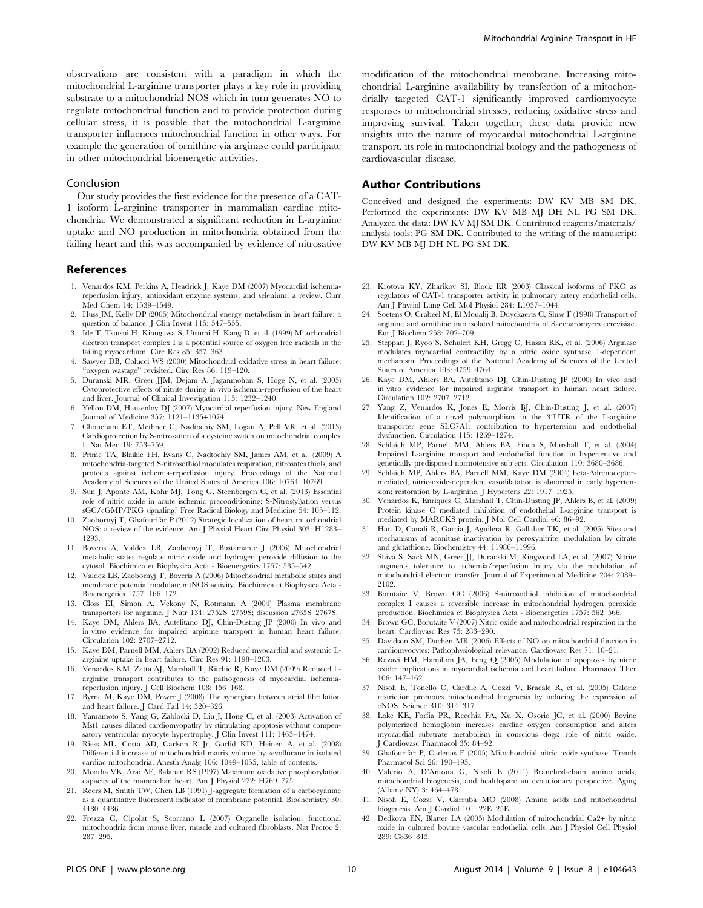observations are consistent with a paradigm in which the mitochondrial L-arginine transporter plays a key role in providing substrate to a mitochondrial NOS which in turn generates NO to regulate mitochondrial function and to provide protection during cellular stress, it is possible that the mitochondrial L-arginine transporter influences mitochondrial function in other ways. For example the generation of ornithine via arginase could participate in other mitochondrial bioenergetic activities.

## Conclusion

Our study provides the first evidence for the presence of a CAT-1 isoform L-arginine transporter in mammalian cardiac mitochondria. We demonstrated a significant reduction in L-arginine uptake and NO production in mitochondria obtained from the failing heart and this was accompanied by evidence of nitrosative modification of the mitochondrial membrane. Increasing mitochondrial L-arginine availability by transfection of a mitochondrially targeted CAT-1 significantly improved cardiomyocyte responses to mitochondrial stresses, reducing oxidative stress and improving survival. Taken together, these data provide new insights into the nature of myocardial mitochondrial L-arginine transport, its role in mitochondrial biology and the pathogenesis of cardiovascular disease.

## Author Contributions

Conceived and designed the experiments: DW KV MB SM DK. Performed the experiments: DW KV MB MJ DH NL PG SM DK. Analyzed the data: DW KV MJ SM DK. Contributed reagents/materials/analysis tools: PG SM DK. Contributed to the writing of the manuscript: DW KV MB MJ DH NL PG SM DK.

## References

1. Venardos KM, Perkins A, Headrick J, Kaye DM (2007) Myocardial ischemia-reperfusion injury, antioxidant enzyme systems, and selenium: a review. Curr Med Chem 14: 1539–1549.
2. Huss JM, Kelly DP (2005) Mitochondrial energy metabolism in heart failure: a question of balance. J Clin Invest 115: 547–555.
3. Ide T, Tsutsui H, Kinugawa S, Utsumi H, Kang D, et al. (1999) Mitochondrial electron transport complex I is a potential source of oxygen free radicals in the failing myocardium. Circ Res 85: 357–363.
4. Sawyer DB, Colucci WS (2000) Mitochondrial oxidative stress in heart failure: "oxygen wastage" revisited. Circ Res 86: 119–120.
5. Duranski MR, Greer JJM, Dejam A, Jaganmohan S, Hogg N, et al. (2005) Cytoprotective effects of nitrite during in vivo ischemia-reperfusion of the heart and liver. Journal of Clinical Investigation 115: 1232–1240.
6. Yellon DM, Hausenloy DJ (2007) Myocardial reperfusion injury. New England Journal of Medicine 357: 1121–1135+1074.
7. Chouchani ET, Methner C, Nadtochiy SM, Logan A, Pell VR, et al. (2013) Cardioprotection by S-nitrosation of a cysteine switch on mitochondrial complex I. Nat Med 19: 753–759.
8. Prime TA, Blaikie FH, Evans C, Nadtochiy SM, James AM, et al. (2009) A mitochondria-targeted S-nitrosothiol modulates respiration, nitrosates thiols, and protects against ischemia-reperfusion injury. Proceedings of the National Academy of Sciences of the United States of America 106: 10764–10769.
9. Sun J, Aponte AM, Kohr MJ, Tong G, Steenbergen C, et al. (2013) Essential role of nitric oxide in acute ischemic preconditioning: S-Nitros(yl)ation versus sGC/cGMP/PKG signaling? Free Radical Biology and Medicine 54: 105–112.
10. Zaobornyj T, Ghafourifar P (2012) Strategic localization of heart mitochondrial NOS: a review of the evidence. Am J Physiol Heart Circ Physiol 303: H1283–1293.
11. Boveris A, Valdez LB, Zaobornyj T, Bustamante J (2006) Mitochondrial metabolic states regulate nitric oxide and hydrogen peroxide diffusion to the cytosol. Biochimica et Biophysica Acta - Bioenergetics 1757: 535–542.
12. Valdez LB, Zaobornyj T, Boveris A (2006) Mitochondrial metabolic states and membrane potential modulate mtNOS activity. Biochimica et Biophysica Acta - Bioenergetics 1757: 166–172.
13. Closs EI, Simon A, Vekony N, Rotmann A (2004) Plasma membrane transporters for arginine. J Nutr 134: 2752S–2759S; discussion 2765S–2767S.
14. Kaye DM, Ahlers BA, Autelitano DJ, Chin-Dusting JP (2000) In vivo and in vitro evidence for impaired arginine transport in human heart failure. Circulation 102: 2707–2712.
15. Kaye DM, Parnell MM, Ahlers BA (2002) Reduced myocardial and systemic L-arginine uptake in heart failure. Circ Res 91: 1198–1203.
16. Venardos KM, Zatta AJ, Marshall T, Ritchie R, Kaye DM (2009) Reduced L-arginine transport contributes to the pathogenesis of myocardial ischemia-reperfusion injury. J Cell Biochem 108: 156–168.
17. Byrne M, Kaye DM, Power J (2008) The synergism between atrial fibrillation and heart failure. J Card Fail 14: 320–326.
18. Yamamoto S, Yang G, Zablocki D, Liu J, Hong C, et al. (2003) Activation of Mst1 causes dilated cardiomyopathy by stimulating apoptosis without compensatory ventricular myocyte hypertrophy. J Clin Invest 111: 1463–1474.
19. Riess ML, Costa AD, Carlson R Jr, Garlid KD, Heinen A, et al. (2008) Differential increase of mitochondrial matrix volume by sevoflurane in isolated cardiac mitochondria. Anesth Analg 106: 1049–1055, table of contents.
20. Mootha VK, Arai AE, Balaban RS (1997) Maximum oxidative phosphorylation capacity of the mammalian heart. Am J Physiol 272: H769–775.
21. Reers M, Smith TW, Chen LB (1991) J-aggregate formation of a carbocyanine as a quantitative fluorescent indicator of membrane potential. Biochemistry 30: 4480–4486.
22. Frezza C, Cipolat S, Scorrano L (2007) Organelle isolation: functional mitochondria from mouse liver, muscle and cultured fibroblasts. Nat Protoc 2: 287–295.
23. Krotova KY, Zharikov SI, Block ER (2003) Classical isoforms of PKC as regulators of CAT-1 transporter activity in pulmonary artery endothelial cells. Am J Physiol Lung Cell Mol Physiol 284: L1037–1044.
24. Soetens O, Crabeel M, El Moualij B, Duyckaerts C, Sluse F (1998) Transport of arginine and ornithine into isolated mitochondria of Saccharomyces cerevisiae. Eur J Biochem 258: 702–709.
25. Steppan J, Ryoo S, Schuleri KH, Gregg C, Hasan RK, et al. (2006) Arginase modulates myocardial contractility by a nitric oxide synthase 1-dependent mechanism. Proceedings of the National Academy of Sciences of the United States of America 103: 4759–4764.
26. Kaye DM, Ahlers BA, Autelitano DJ, Chin-Dusting JP (2000) In vivo and in vitro evidence for impaired arginine transport in human heart failure. Circulation 102: 2707–2712.
27. Yang Z, Venardos K, Jones E, Morris BJ, Chin-Dusting J, et al. (2007) Identification of a novel polymorphism in the 3′UTR of the L-arginine transporter gene SLC7A1: contribution to hypertension and endothelial dysfunction. Circulation 115: 1269–1274.
28. Schlaich MP, Parnell MM, Ahlers BA, Finch S, Marshall T, et al. (2004) Impaired L-arginine transport and endothelial function in hypertensive and genetically predisposed normotensive subjects. Circulation 110: 3680–3686.
29. Schlaich MP, Ahlers BA, Parnell MM, Kaye DM (2004) beta-Adrenoceptor-mediated, nitric-oxide-dependent vasodilatation is abnormal in early hypertension: restoration by L-arginine. J Hypertens 22: 1917–1925.
30. Venardos K, Enriquez C, Marshall T, Chin-Dusting JP, Ahlers B, et al. (2009) Protein kinase C mediated inhibition of endothelial L-arginine transport is mediated by MARCKS protein. J Mol Cell Cardiol 46: 86–92.
31. Han D, Canali R, Garcia J, Aguilera R, Gallaher TK, et al. (2005) Sites and mechanisms of aconitase inactivation by peroxynitrite: modulation by citrate and glutathione. Biochemistry 44: 11986–11996.
32. Shiva S, Sack MN, Greer JJ, Duranski M, Ringwood LA, et al. (2007) Nitrite augments tolerance to ischemia/reperfusion injury via the modulation of mitochondrial electron transfer. Journal of Experimental Medicine 204: 2089–2102.
33. Borutaite V, Brown GC (2006) S-nitrosothiol inhibition of mitochondrial complex I causes a reversible increase in mitochondrial hydrogen peroxide production. Biochimica et Biophysica Acta - Bioenergetics 1757: 562–566.
34. Brown GC, Borutaite V (2007) Nitric oxide and mitochondrial respiration in the heart. Cardiovasc Res 75: 283–290.
35. Davidson SM, Duchen MR (2006) Effects of NO on mitochondrial function in cardiomyocytes: Pathophysiological relevance. Cardiovasc Res 71: 10–21.
36. Razavi HM, Hamilton JA, Feng Q (2005) Modulation of apoptosis by nitric oxide: implications in myocardial ischemia and heart failure. Pharmacol Ther 106: 147–162.
37. Nisoli E, Tonello C, Cardile A, Cozzi V, Bracale R, et al. (2005) Calorie restriction promotes mitochondrial biogenesis by inducing the expression of eNOS. Science 310: 314–317.
38. Loke KE, Forfia PR, Recchia FA, Xu X, Osorio JC, et al. (2000) Bovine polymerized hemoglobin increases cardiac oxygen consumption and alters myocardial substrate metabolism in conscious dogs: role of nitric oxide. J Cardiovasc Pharmacol 35: 84–92.
39. Ghafourifar P, Cadenas E (2005) Mitochondrial nitric oxide synthase. Trends Pharmacol Sci 26: 190–195.
40. Valerio A, D'Antona G, Nisoli E (2011) Branched-chain amino acids, mitochondrial biogenesis, and healthspan: an evolutionary perspective. Aging (Albany NY) 3: 464–478.
41. Nisoli E, Cozzi V, Carruba MO (2008) Amino acids and mitochondrial biogenesis. Am J Cardiol 101: 22E–25E.
42. Dedkova EN, Blatter LA (2005) Modulation of mitochondrial Ca2+ by nitric oxide in cultured bovine vascular endothelial cells. Am J Physiol Cell Physiol 289: C836–845.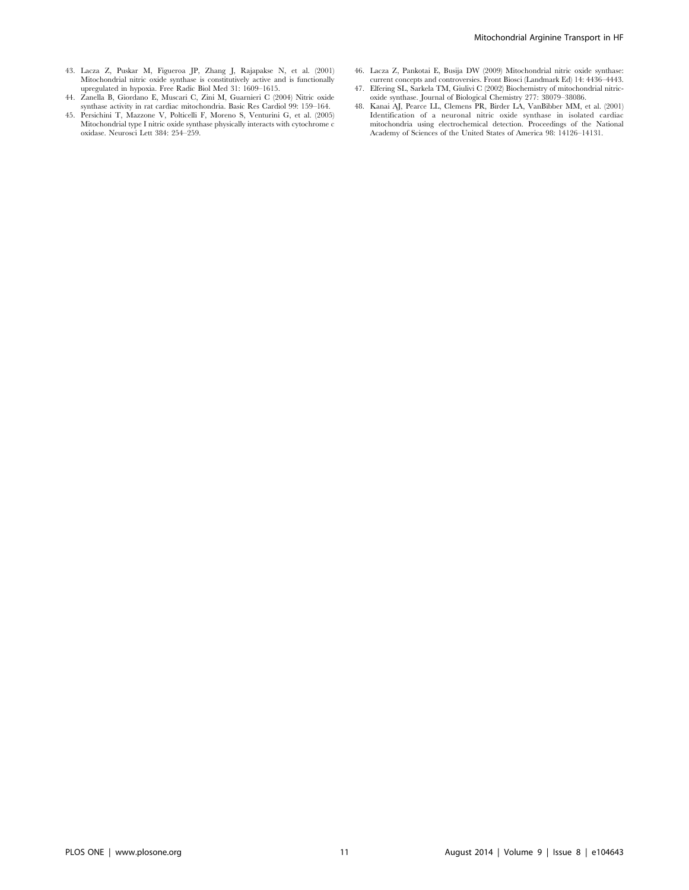43. Lacza Z, Puskar M, Figueroa JP, Zhang J, Rajapakse N, et al. (2001) Mitochondrial nitric oxide synthase is constitutively active and is functionally upregulated in hypoxia. Free Radic Biol Med 31: 1609–1615.
44. Zanella B, Giordano E, Muscari C, Zini M, Guarnieri C (2004) Nitric oxide synthase activity in rat cardiac mitochondria. Basic Res Cardiol 99: 159–164.
45. Persichini T, Mazzone V, Polticelli F, Moreno S, Venturini G, et al. (2005) Mitochondrial type I nitric oxide synthase physically interacts with cytochrome c oxidase. Neurosci Lett 384: 254–259.
46. Lacza Z, Pankotai E, Busija DW (2009) Mitochondrial nitric oxide synthase: current concepts and controversies. Front Biosci (Landmark Ed) 14: 4436–4443.
47. Elfering SL, Sarkela TM, Giulivi C (2002) Biochemistry of mitochondrial nitric-oxide synthase. Journal of Biological Chemistry 277: 38079–38086.
48. Kanai AJ, Pearce LL, Clemens PR, Birder LA, VanBibber MM, et al. (2001) Identification of a neuronal nitric oxide synthase in isolated cardiac mitochondria using electrochemical detection. Proceedings of the National Academy of Sciences of the United States of America 98: 14126–14131.